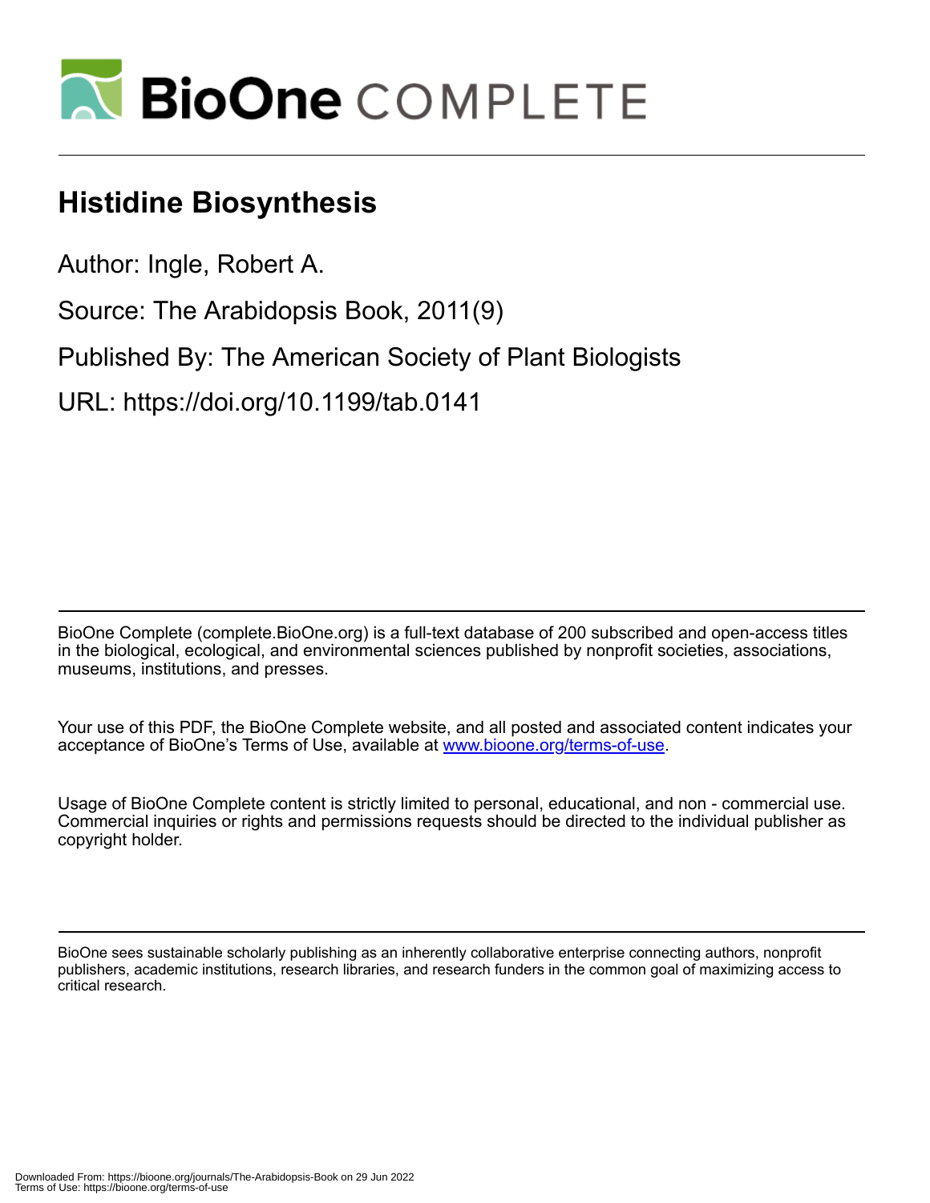# BioOne COMPLETE

## Histidine Biosynthesis

Author: Ingle, Robert A.

Source: The Arabidopsis Book, 2011(9)

Published By: The American Society of Plant Biologists

URL: https://doi.org/10.1199/tab.0141

BioOne Complete (complete.BioOne.org) is a full-text database of 200 subscribed and open-access titles in the biological, ecological, and environmental sciences published by nonprofit societies, associations, museums, institutions, and presses.

Your use of this PDF, the BioOne Complete website, and all posted and associated content indicates your acceptance of BioOne's Terms of Use, available at www.bioone.org/terms-of-use.

Usage of BioOne Complete content is strictly limited to personal, educational, and non - commercial use. Commercial inquiries or rights and permissions requests should be directed to the individual publisher as copyright holder.

BioOne sees sustainable scholarly publishing as an inherently collaborative enterprise connecting authors, nonprofit publishers, academic institutions, research libraries, and research funders in the common goal of maximizing access to critical research.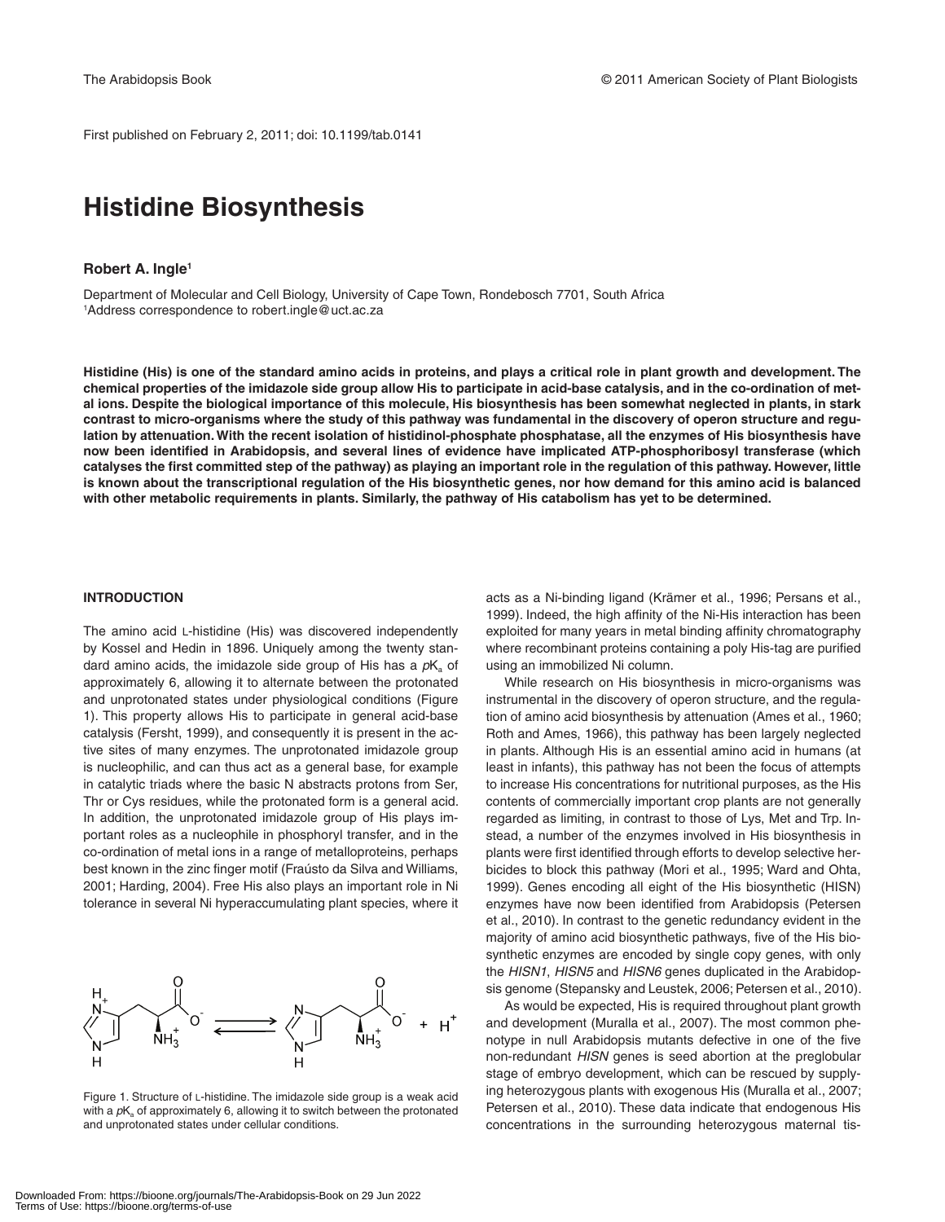First published on February 2, 2011; doi: 10.1199/tab.0141

# Histidine Biosynthesis

**Robert A. Ingle**[1]

Department of Molecular and Cell Biology, University of Cape Town, Rondebosch 7701, South Africa
[1]Address correspondence to robert.ingle@uct.ac.za

**Histidine (His) is one of the standard amino acids in proteins, and plays a critical role in plant growth and development. The chemical properties of the imidazole side group allow His to participate in acid-base catalysis, and in the co-ordination of metal ions. Despite the biological importance of this molecule, His biosynthesis has been somewhat neglected in plants, in stark contrast to micro-organisms where the study of this pathway was fundamental in the discovery of operon structure and regulation by attenuation. With the recent isolation of histidinol-phosphate phosphatase, all the enzymes of His biosynthesis have now been identified in Arabidopsis, and several lines of evidence have implicated ATP-phosphoribosyl transferase (which catalyses the first committed step of the pathway) as playing an important role in the regulation of this pathway. However, little is known about the transcriptional regulation of the His biosynthetic genes, nor how demand for this amino acid is balanced with other metabolic requirements in plants. Similarly, the pathway of His catabolism has yet to be determined.**

## INTRODUCTION

The amino acid L-histidine (His) was discovered independently by Kossel and Hedin in 1896. Uniquely among the twenty standard amino acids, the imidazole side group of His has a $pK_a$ of approximately 6, allowing it to alternate between the protonated and unprotonated states under physiological conditions (Figure 1). This property allows His to participate in general acid-base catalysis (Fersht, 1999), and consequently it is present in the active sites of many enzymes. The unprotonated imidazole group is nucleophilic, and can thus act as a general base, for example in catalytic triads where the basic N abstracts protons from Ser, Thr or Cys residues, while the protonated form is a general acid. In addition, the unprotonated imidazole group of His plays important roles as a nucleophile in phosphoryl transfer, and in the co-ordination of metal ions in a range of metalloproteins, perhaps best known in the zinc finger motif (Fraústo da Silva and Williams, 2001; Harding, 2004). Free His also plays an important role in Ni tolerance in several Ni hyperaccumulating plant species, where it acts as a Ni-binding ligand (Krämer et al., 1996; Persans et al., 1999). Indeed, the high affinity of the Ni-His interaction has been exploited for many years in metal binding affinity chromatography where recombinant proteins containing a poly His-tag are purified using an immobilized Ni column.

Figure 1. Structure of L-histidine. The imidazole side group is a weak acid with a $pK_a$ of approximately 6, allowing it to switch between the protonated and unprotonated states under cellular conditions.

While research on His biosynthesis in micro-organisms was instrumental in the discovery of operon structure, and the regulation of amino acid biosynthesis by attenuation (Ames et al., 1960; Roth and Ames, 1966), this pathway has been largely neglected in plants. Although His is an essential amino acid in humans (at least in infants), this pathway has not been the focus of attempts to increase His concentrations for nutritional purposes, as the His contents of commercially important crop plants are not generally regarded as limiting, in contrast to those of Lys, Met and Trp. Instead, a number of the enzymes involved in His biosynthesis in plants were first identified through efforts to develop selective herbicides to block this pathway (Mori et al., 1995; Ward and Ohta, 1999). Genes encoding all eight of the His biosynthetic (HISN) enzymes have now been identified from Arabidopsis (Petersen et al., 2010). In contrast to the genetic redundancy evident in the majority of amino acid biosynthetic pathways, five of the His biosynthetic enzymes are encoded by single copy genes, with only the *HISN1*, *HISN5* and *HISN6* genes duplicated in the Arabidopsis genome (Stepansky and Leustek, 2006; Petersen et al., 2010).

As would be expected, His is required throughout plant growth and development (Muralla et al., 2007). The most common phenotype in null Arabidopsis mutants defective in one of the five non-redundant *HISN* genes is seed abortion at the preglobular stage of embryo development, which can be rescued by supplying heterozygous plants with exogenous His (Muralla et al., 2007; Petersen et al., 2010). These data indicate that endogenous His concentrations in the surrounding heterozygous maternal tis-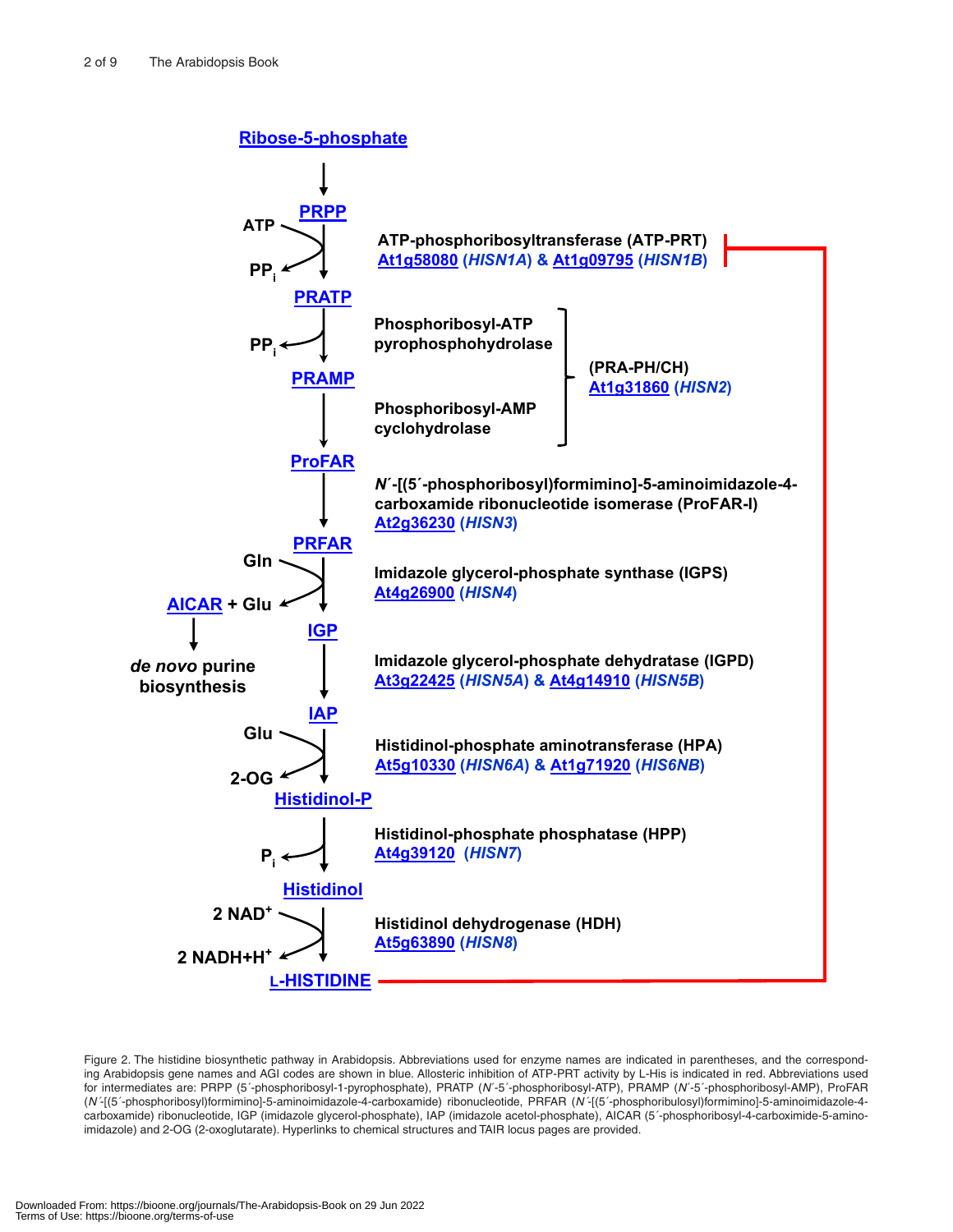**Ribose-5-phosphate**

↓

**PRPP**

ATP → $PP_i$

**ATP-phosphoribosyltransferase (ATP-PRT)**
At1g58080 (*HISN1A*) & At1g09795 (*HISN1B*)

↓

**PRATP**

→ $PP_i$

**Phosphoribosyl-ATP pyrophosphohydrolase**

↓

**PRAMP**

**Phosphoribosyl-AMP cyclohydrolase**

(PRA-PH/CH) At1g31860 (*HISN2*)

↓

**ProFAR**

***N´*-[(5´-phosphoribosyl)formimino]-5-aminoimidazole-4-carboxamide ribonucleotide isomerase (ProFAR-I)**
At2g36230 (*HISN3*)

↓

**PRFAR**

Gln → AICAR + Glu

AICAR → *de novo* purine biosynthesis

**Imidazole glycerol-phosphate synthase (IGPS)**
At4g26900 (*HISN4*)

↓

**IGP**

**Imidazole glycerol-phosphate dehydratase (IGPD)**
At3g22425 (*HISN5A*) & At4g14910 (*HISN5B*)

↓

**IAP**

Glu → 2-OG

**Histidinol-phosphate aminotransferase (HPA)**
At5g10330 (*HISN6A*) & At1g71920 (*HIS6NB*)

↓

**Histidinol-P**

→ $P_i$

**Histidinol-phosphate phosphatase (HPP)**
At4g39120 (*HISN7*)

↓

**Histidinol**

2 $NAD^+$ → 2 $NADH+H^+$

**Histidinol dehydrogenase (HDH)**
At5g63890 (*HISN8*)

↓

**L-HISTIDINE**

Figure 2. The histidine biosynthetic pathway in Arabidopsis. Abbreviations used for enzyme names are indicated in parentheses, and the corresponding Arabidopsis gene names and AGI codes are shown in blue. Allosteric inhibition of ATP-PRT activity by L-His is indicated in red. Abbreviations used for intermediates are: PRPP (5´-phosphoribosyl-1-pyrophosphate), PRATP (*N´*-5´-phosphoribosyl-ATP), PRAMP (*N´*-5´-phosphoribosyl-AMP), ProFAR (*N´*-[(5´-phosphoribosyl)formimino]-5-aminoimidazole-4-carboxamide) ribonucleotide, PRFAR (*N´*-[(5´-phosphoribulosyl)formimino]-5-aminoimidazole-4-carboxamide) ribonucleotide, IGP (imidazole glycerol-phosphate), IAP (imidazole acetol-phosphate), AICAR (5´-phosphoribosyl-4-carboximide-5-aminoimidazole) and 2-OG (2-oxoglutarate). Hyperlinks to chemical structures and TAIR locus pages are provided.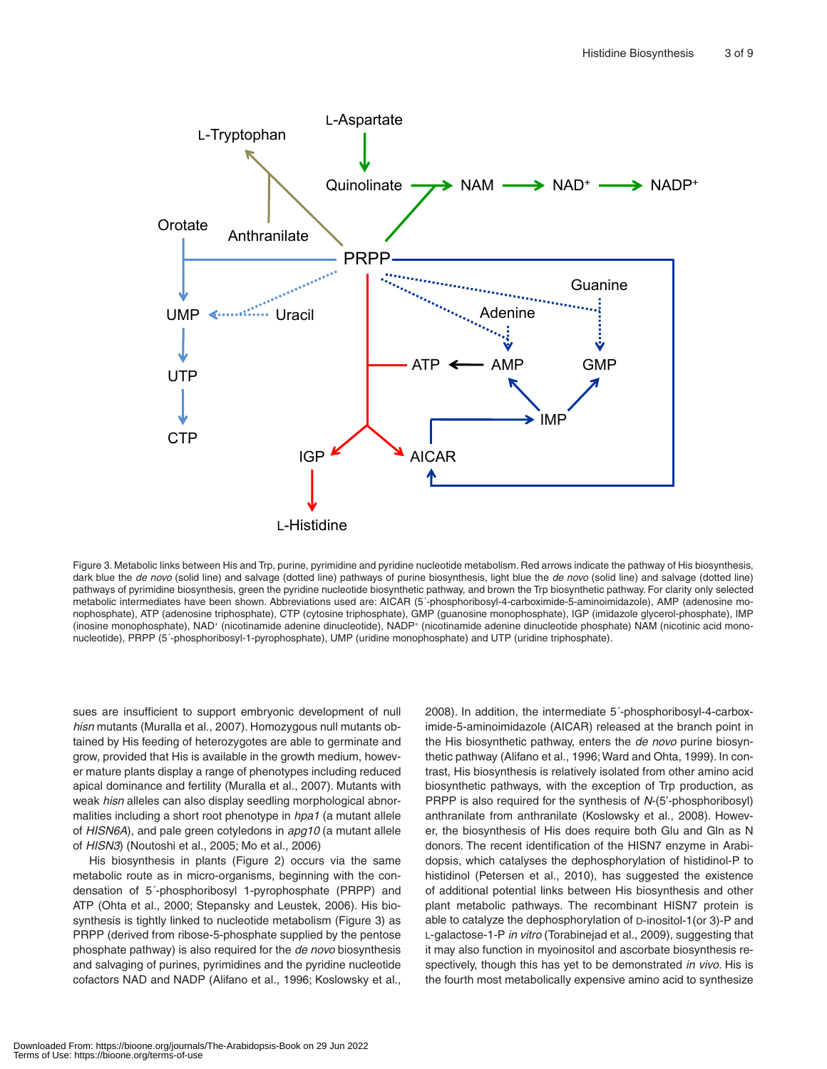Figure 3. Metabolic links between His and Trp, purine, pyrimidine and pyridine nucleotide metabolism. Red arrows indicate the pathway of His biosynthesis, dark blue the *de novo* (solid line) and salvage (dotted line) pathways of purine biosynthesis, light blue the *de novo* (solid line) and salvage (dotted line) pathways of pyrimidine biosynthesis, green the pyridine nucleotide biosynthetic pathway, and brown the Trp biosynthetic pathway. For clarity only selected metabolic intermediates have been shown. Abbreviations used are: AICAR (5´-phosphoribosyl-4-carboximide-5-aminoimidazole), AMP (adenosine monophosphate), ATP (adenosine triphosphate), CTP (cytosine triphosphate), GMP (guanosine monophosphate), IGP (imidazole glycerol-phosphate), IMP (inosine monophosphate), NAD$^+$ (nicotinamide adenine dinucleotide), NADP$^+$ (nicotinamide adenine dinucleotide phosphate) NAM (nicotinic acid mononucleotide), PRPP (5´-phosphoribosyl-1-pyrophosphate), UMP (uridine monophosphate) and UTP (uridine triphosphate).

sues are insufficient to support embryonic development of null *hisn* mutants (Muralla et al., 2007). Homozygous null mutants obtained by His feeding of heterozygotes are able to germinate and grow, provided that His is available in the growth medium, however mature plants display a range of phenotypes including reduced apical dominance and fertility (Muralla et al., 2007). Mutants with weak *hisn* alleles can also display seedling morphological abnormalities including a short root phenotype in *hpa1* (a mutant allele of *HISN6A*), and pale green cotyledons in *apg10* (a mutant allele of *HISN3*) (Noutoshi et al., 2005; Mo et al., 2006)

His biosynthesis in plants (Figure 2) occurs via the same metabolic route as in micro-organisms, beginning with the condensation of 5´-phosphoribosyl 1-pyrophosphate (PRPP) and ATP (Ohta et al., 2000; Stepansky and Leustek, 2006). His biosynthesis is tightly linked to nucleotide metabolism (Figure 3) as PRPP (derived from ribose-5-phosphate supplied by the pentose phosphate pathway) is also required for the *de novo* biosynthesis and salvaging of purines, pyrimidines and the pyridine nucleotide cofactors NAD and NADP (Alifano et al., 1996; Koslowsky et al., 2008). In addition, the intermediate 5´-phosphoribosyl-4-carboximide-5-aminoimidazole (AICAR) released at the branch point in the His biosynthetic pathway, enters the *de novo* purine biosynthetic pathway (Alifano et al., 1996; Ward and Ohta, 1999). In contrast, His biosynthesis is relatively isolated from other amino acid biosynthetic pathways, with the exception of Trp production, as PRPP is also required for the synthesis of *N*-(5'-phosphoribosyl) anthranilate from anthranilate (Koslowsky et al., 2008). However, the biosynthesis of His does require both Glu and Gln as N donors. The recent identification of the HISN7 enzyme in Arabidopsis, which catalyses the dephosphorylation of histidinol-P to histidinol (Petersen et al., 2010), has suggested the existence of additional potential links between His biosynthesis and other plant metabolic pathways. The recombinant HISN7 protein is able to catalyze the dephosphorylation of D-inositol-1(or 3)-P and L-galactose-1-P *in vitro* (Torabinejad et al., 2009), suggesting that it may also function in myoinositol and ascorbate biosynthesis respectively, though this has yet to be demonstrated *in vivo*. His is the fourth most metabolically expensive amino acid to synthesize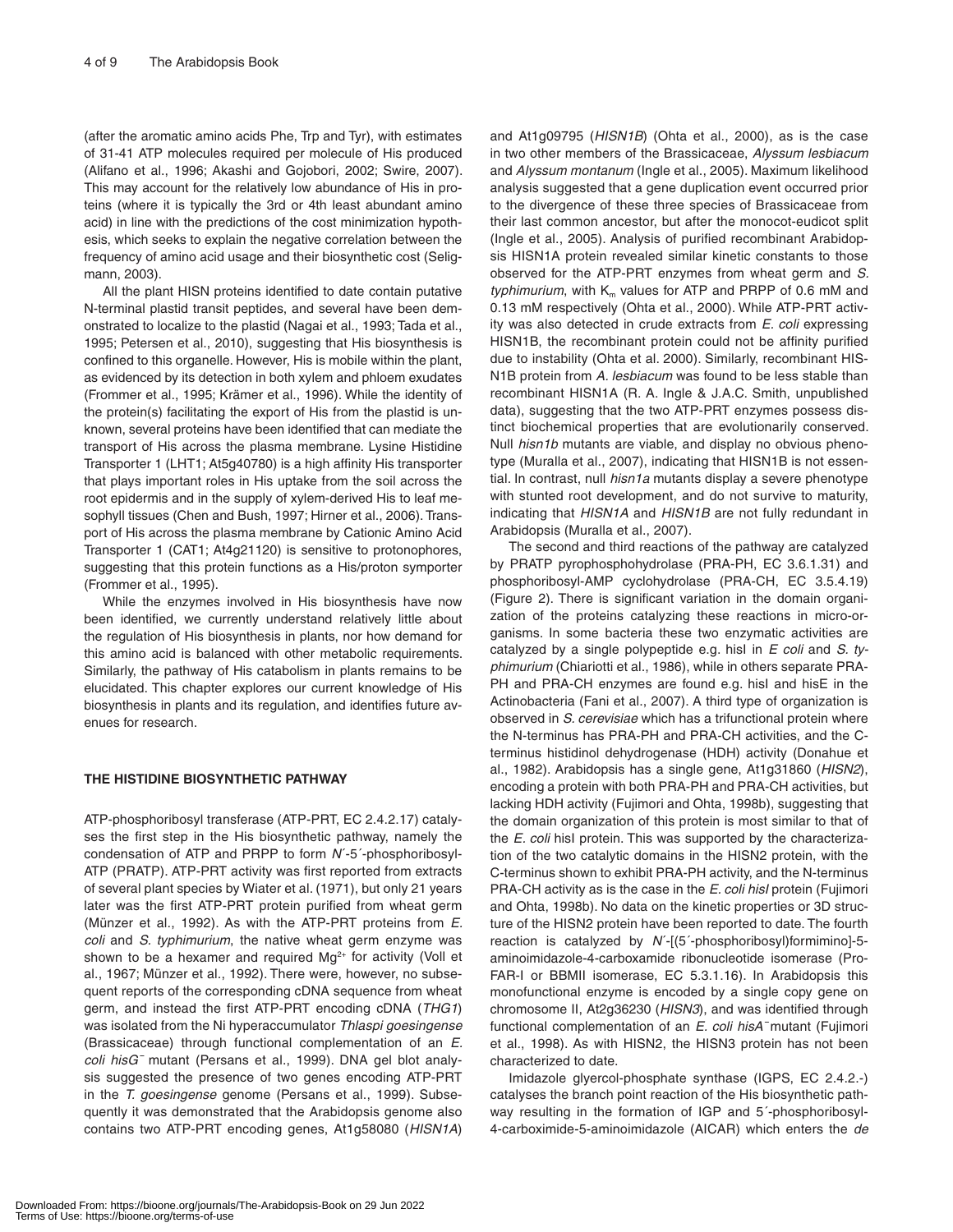(after the aromatic amino acids Phe, Trp and Tyr), with estimates of 31-41 ATP molecules required per molecule of His produced (Alifano et al., 1996; Akashi and Gojobori, 2002; Swire, 2007). This may account for the relatively low abundance of His in proteins (where it is typically the 3rd or 4th least abundant amino acid) in line with the predictions of the cost minimization hypothesis, which seeks to explain the negative correlation between the frequency of amino acid usage and their biosynthetic cost (Seligmann, 2003).

All the plant HISN proteins identified to date contain putative N-terminal plastid transit peptides, and several have been demonstrated to localize to the plastid (Nagai et al., 1993; Tada et al., 1995; Petersen et al., 2010), suggesting that His biosynthesis is confined to this organelle. However, His is mobile within the plant, as evidenced by its detection in both xylem and phloem exudates (Frommer et al., 1995; Krämer et al., 1996). While the identity of the protein(s) facilitating the export of His from the plastid is unknown, several proteins have been identified that can mediate the transport of His across the plasma membrane. Lysine Histidine Transporter 1 (LHT1; At5g40780) is a high affinity His transporter that plays important roles in His uptake from the soil across the root epidermis and in the supply of xylem-derived His to leaf mesophyll tissues (Chen and Bush, 1997; Hirner et al., 2006). Transport of His across the plasma membrane by Cationic Amino Acid Transporter 1 (CAT1; At4g21120) is sensitive to protonophores, suggesting that this protein functions as a His/proton symporter (Frommer et al., 1995).

While the enzymes involved in His biosynthesis have now been identified, we currently understand relatively little about the regulation of His biosynthesis in plants, nor how demand for this amino acid is balanced with other metabolic requirements. Similarly, the pathway of His catabolism in plants remains to be elucidated. This chapter explores our current knowledge of His biosynthesis in plants and its regulation, and identifies future avenues for research.

## THE HISTIDINE BIOSYNTHETIC PATHWAY

ATP-phosphoribosyl transferase (ATP-PRT, EC 2.4.2.17) catalyses the first step in the His biosynthetic pathway, namely the condensation of ATP and PRPP to form *N*´-5´-phosphoribosyl-ATP (PRATP). ATP-PRT activity was first reported from extracts of several plant species by Wiater et al. (1971), but only 21 years later was the first ATP-PRT protein purified from wheat germ (Münzer et al., 1992). As with the ATP-PRT proteins from *E. coli* and *S. typhimurium*, the native wheat germ enzyme was shown to be a hexamer and required $Mg^{2+}$ for activity (Voll et al., 1967; Münzer et al., 1992). There were, however, no subsequent reports of the corresponding cDNA sequence from wheat germ, and instead the first ATP-PRT encoding cDNA (*THG1*) was isolated from the Ni hyperaccumulator *Thlaspi goesingense* (Brassicaceae) through functional complementation of an *E. coli hisG*⁻ mutant (Persans et al., 1999). DNA gel blot analysis suggested the presence of two genes encoding ATP-PRT in the *T. goesingense* genome (Persans et al., 1999). Subsequently it was demonstrated that the Arabidopsis genome also contains two ATP-PRT encoding genes, At1g58080 (*HISN1A*) and At1g09795 (*HISN1B*) (Ohta et al., 2000), as is the case in two other members of the Brassicaceae, *Alyssum lesbiacum* and *Alyssum montanum* (Ingle et al., 2005). Maximum likelihood analysis suggested that a gene duplication event occurred prior to the divergence of these three species of Brassicaceae from their last common ancestor, but after the monocot-eudicot split (Ingle et al., 2005). Analysis of purified recombinant Arabidopsis HISN1A protein revealed similar kinetic constants to those observed for the ATP-PRT enzymes from wheat germ and *S. typhimurium*, with $K_m$ values for ATP and PRPP of 0.6 mM and 0.13 mM respectively (Ohta et al., 2000). While ATP-PRT activity was also detected in crude extracts from *E. coli* expressing HISN1B, the recombinant protein could not be affinity purified due to instability (Ohta et al. 2000). Similarly, recombinant HISN1B protein from *A. lesbiacum* was found to be less stable than recombinant HISN1A (R. A. Ingle & J.A.C. Smith, unpublished data), suggesting that the two ATP-PRT enzymes possess distinct biochemical properties that are evolutionarily conserved. Null *hisn1b* mutants are viable, and display no obvious phenotype (Muralla et al., 2007), indicating that HISN1B is not essential. In contrast, null *hisn1a* mutants display a severe phenotype with stunted root development, and do not survive to maturity, indicating that *HISN1A* and *HISN1B* are not fully redundant in Arabidopsis (Muralla et al., 2007).

The second and third reactions of the pathway are catalyzed by PRATP pyrophosphohydrolase (PRA-PH, EC 3.6.1.31) and phosphoribosyl-AMP cyclohydrolase (PRA-CH, EC 3.5.4.19) (Figure 2). There is significant variation in the domain organization of the proteins catalyzing these reactions in micro-organisms. In some bacteria these two enzymatic activities are catalyzed by a single polypeptide e.g. hisI in *E coli* and *S. typhimurium* (Chiariotti et al., 1986), while in others separate PRA-PH and PRA-CH enzymes are found e.g. hisI and hisE in the Actinobacteria (Fani et al., 2007). A third type of organization is observed in *S. cerevisiae* which has a trifunctional protein where the N-terminus has PRA-PH and PRA-CH activities, and the C-terminus histidinol dehydrogenase (HDH) activity (Donahue et al., 1982). Arabidopsis has a single gene, At1g31860 (*HISN2*), encoding a protein with both PRA-PH and PRA-CH activities, but lacking HDH activity (Fujimori and Ohta, 1998b), suggesting that the domain organization of this protein is most similar to that of the *E. coli* hisI protein. This was supported by the characterization of the two catalytic domains in the HISN2 protein, with the C-terminus shown to exhibit PRA-PH activity, and the N-terminus PRA-CH activity as is the case in the *E. coli hisI* protein (Fujimori and Ohta, 1998b). No data on the kinetic properties or 3D structure of the HISN2 protein have been reported to date. The fourth reaction is catalyzed by *N*´-[(5´-phosphoribosyl)formimino]-5-aminoimidazole-4-carboxamide ribonucleotide isomerase (ProFAR-I or BBMII isomerase, EC 5.3.1.16). In Arabidopsis this monofunctional enzyme is encoded by a single copy gene on chromosome II, At2g36230 (*HISN3*), and was identified through functional complementation of an *E. coli hisA*⁻ mutant (Fujimori et al., 1998). As with HISN2, the HISN3 protein has not been characterized to date.

Imidazole glycerol-phosphate synthase (IGPS, EC 2.4.2.-) catalyses the branch point reaction of the His biosynthetic pathway resulting in the formation of IGP and 5´-phosphoribosyl-4-carboximide-5-aminoimidazole (AICAR) which enters the *de*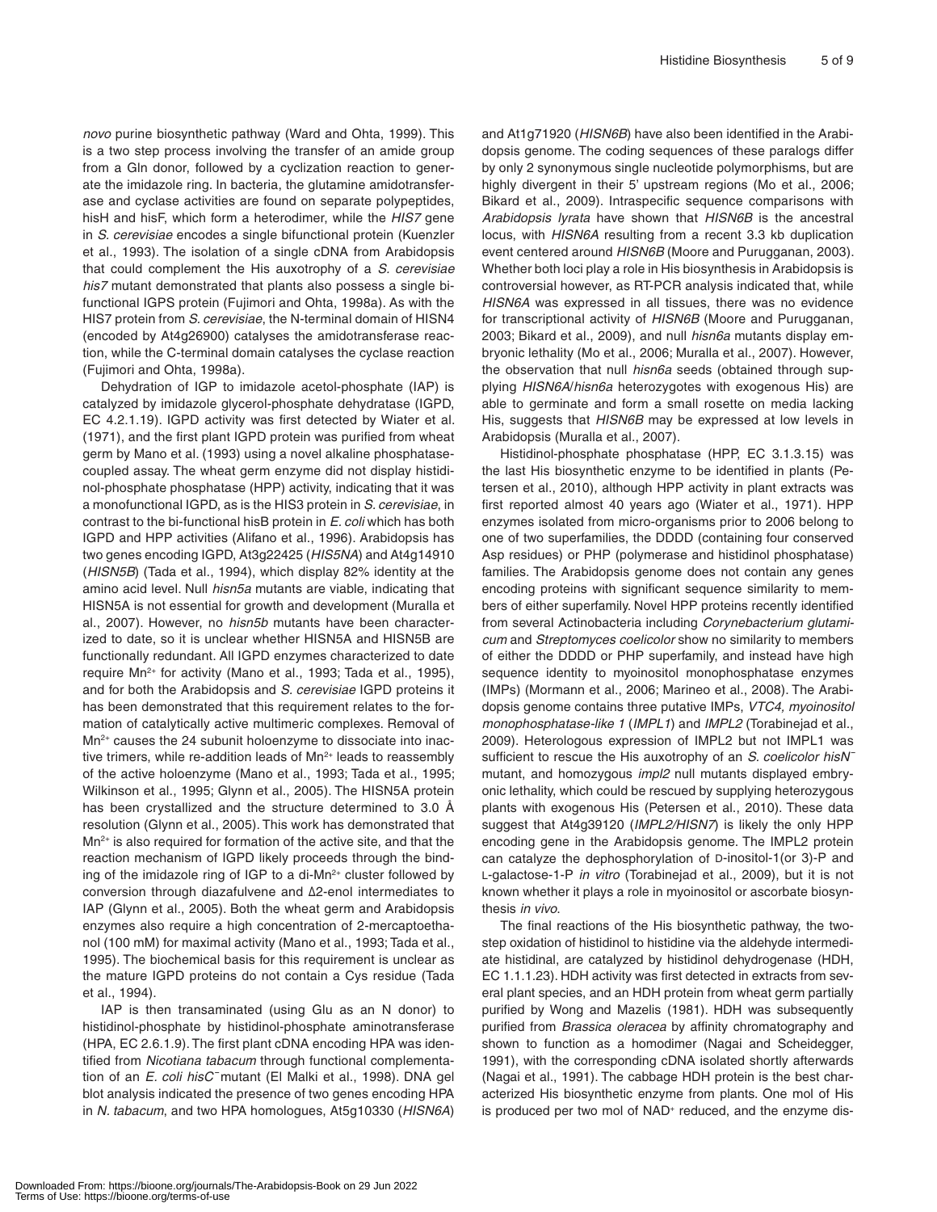*novo* purine biosynthetic pathway (Ward and Ohta, 1999). This is a two step process involving the transfer of an amide group from a Gln donor, followed by a cyclization reaction to generate the imidazole ring. In bacteria, the glutamine amidotransferase and cyclase activities are found on separate polypeptides, hisH and hisF, which form a heterodimer, while the *HIS7* gene in *S. cerevisiae* encodes a single bifunctional protein (Kuenzler et al., 1993). The isolation of a single cDNA from Arabidopsis that could complement the His auxotrophy of a *S. cerevisiae his7* mutant demonstrated that plants also possess a single bifunctional IGPS protein (Fujimori and Ohta, 1998a). As with the HIS7 protein from *S. cerevisiae*, the N-terminal domain of HISN4 (encoded by At4g26900) catalyses the amidotransferase reaction, while the C-terminal domain catalyses the cyclase reaction (Fujimori and Ohta, 1998a).

Dehydration of IGP to imidazole acetol-phosphate (IAP) is catalyzed by imidazole glycerol-phosphate dehydratase (IGPD, EC 4.2.1.19). IGPD activity was first detected by Wiater et al. (1971), and the first plant IGPD protein was purified from wheat germ by Mano et al. (1993) using a novel alkaline phosphatase-coupled assay. The wheat germ enzyme did not display histidinol-phosphate phosphatase (HPP) activity, indicating that it was a monofunctional IGPD, as is the HIS3 protein in *S. cerevisiae*, in contrast to the bi-functional hisB protein in *E. coli* which has both IGPD and HPP activities (Alifano et al., 1996). Arabidopsis has two genes encoding IGPD, At3g22425 (*HIS5NA*) and At4g14910 (*HISN5B*) (Tada et al., 1994), which display 82% identity at the amino acid level. Null *hisn5a* mutants are viable, indicating that HISN5A is not essential for growth and development (Muralla et al., 2007). However, no *hisn5b* mutants have been characterized to date, so it is unclear whether HISN5A and HISN5B are functionally redundant. All IGPD enzymes characterized to date require $Mn^{2+}$ for activity (Mano et al., 1993; Tada et al., 1995), and for both the Arabidopsis and *S. cerevisiae* IGPD proteins it has been demonstrated that this requirement relates to the formation of catalytically active multimeric complexes. Removal of $Mn^{2+}$ causes the 24 subunit holoenzyme to dissociate into inactive trimers, while re-addition leads of $Mn^{2+}$ leads to reassembly of the active holoenzyme (Mano et al., 1993; Tada et al., 1995; Wilkinson et al., 1995; Glynn et al., 2005). The HISN5A protein has been crystallized and the structure determined to 3.0 Å resolution (Glynn et al., 2005). This work has demonstrated that $Mn^{2+}$ is also required for formation of the active site, and that the reaction mechanism of IGPD likely proceeds through the binding of the imidazole ring of IGP to a di-$Mn^{2+}$ cluster followed by conversion through diazafulvene and Δ2-enol intermediates to IAP (Glynn et al., 2005). Both the wheat germ and Arabidopsis enzymes also require a high concentration of 2-mercaptoethanol (100 mM) for maximal activity (Mano et al., 1993; Tada et al., 1995). The biochemical basis for this requirement is unclear as the mature IGPD proteins do not contain a Cys residue (Tada et al., 1994).

IAP is then transaminated (using Glu as an N donor) to histidinol-phosphate by histidinol-phosphate aminotransferase (HPA, EC 2.6.1.9). The first plant cDNA encoding HPA was identified from *Nicotiana tabacum* through functional complementation of an *E. coli hisC*$^-$ mutant (El Malki et al., 1998). DNA gel blot analysis indicated the presence of two genes encoding HPA in *N. tabacum*, and two HPA homologues, At5g10330 (*HISN6A*) and At1g71920 (*HISN6B*) have also been identified in the Arabidopsis genome. The coding sequences of these paralogs differ by only 2 synonymous single nucleotide polymorphisms, but are highly divergent in their 5' upstream regions (Mo et al., 2006; Bikard et al., 2009). Intraspecific sequence comparisons with *Arabidopsis lyrata* have shown that *HISN6B* is the ancestral locus, with *HISN6A* resulting from a recent 3.3 kb duplication event centered around *HISN6B* (Moore and Purugganan, 2003). Whether both loci play a role in His biosynthesis in Arabidopsis is controversial however, as RT-PCR analysis indicated that, while *HISN6A* was expressed in all tissues, there was no evidence for transcriptional activity of *HISN6B* (Moore and Purugganan, 2003; Bikard et al., 2009), and null *hisn6a* mutants display embryonic lethality (Mo et al., 2006; Muralla et al., 2007). However, the observation that null *hisn6a* seeds (obtained through supplying *HISN6A*/*hisn6a* heterozygotes with exogenous His) are able to germinate and form a small rosette on media lacking His, suggests that *HISN6B* may be expressed at low levels in Arabidopsis (Muralla et al., 2007).

Histidinol-phosphate phosphatase (HPP, EC 3.1.3.15) was the last His biosynthetic enzyme to be identified in plants (Petersen et al., 2010), although HPP activity in plant extracts was first reported almost 40 years ago (Wiater et al., 1971). HPP enzymes isolated from micro-organisms prior to 2006 belong to one of two superfamilies, the DDDD (containing four conserved Asp residues) or PHP (polymerase and histidinol phosphatase) families. The Arabidopsis genome does not contain any genes encoding proteins with significant sequence similarity to members of either superfamily. Novel HPP proteins recently identified from several Actinobacteria including *Corynebacterium glutamicum* and *Streptomyces coelicolor* show no similarity to members of either the DDDD or PHP superfamily, and instead have high sequence identity to myoinositol monophosphatase enzymes (IMPs) (Mormann et al., 2006; Marineo et al., 2008). The Arabidopsis genome contains three putative IMPs, *VTC4, myoinositol monophosphatase-like 1* (*IMPL1*) and *IMPL2* (Torabinejad et al., 2009). Heterologous expression of IMPL2 but not IMPL1 was sufficient to rescue the His auxotrophy of an *S. coelicolor hisN*$^-$ mutant, and homozygous *impl2* null mutants displayed embryonic lethality, which could be rescued by supplying heterozygous plants with exogenous His (Petersen et al., 2010). These data suggest that At4g39120 (*IMPL2/HISN7*) is likely the only HPP encoding gene in the Arabidopsis genome. The IMPL2 protein can catalyze the dephosphorylation of D-inositol-1(or 3)-P and L-galactose-1-P *in vitro* (Torabinejad et al., 2009), but it is not known whether it plays a role in myoinositol or ascorbate biosynthesis *in vivo*.

The final reactions of the His biosynthetic pathway, the two-step oxidation of histidinol to histidine via the aldehyde intermediate histidinal, are catalyzed by histidinol dehydrogenase (HDH, EC 1.1.1.23). HDH activity was first detected in extracts from several plant species, and an HDH protein from wheat germ partially purified by Wong and Mazelis (1981). HDH was subsequently purified from *Brassica oleracea* by affinity chromatography and shown to function as a homodimer (Nagai and Scheidegger, 1991), with the corresponding cDNA isolated shortly afterwards (Nagai et al., 1991). The cabbage HDH protein is the best characterized His biosynthetic enzyme from plants. One mol of His is produced per two mol of $NAD^+$ reduced, and the enzyme dis-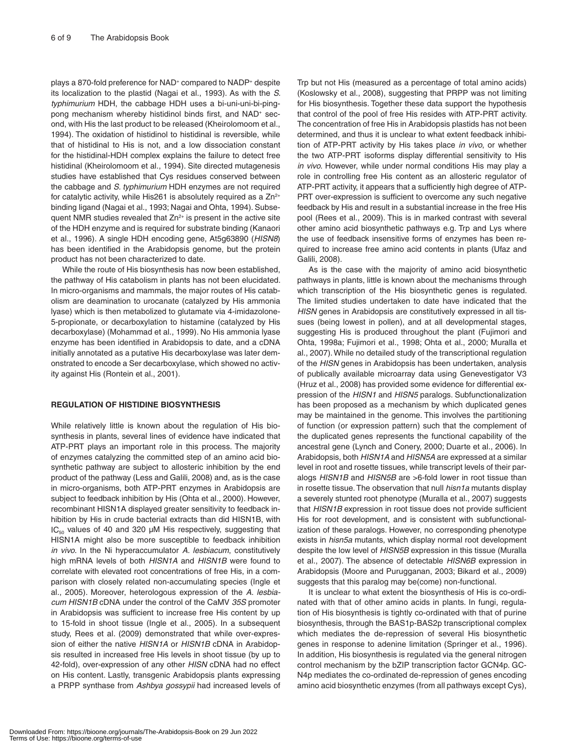plays a 870-fold preference for NAD+ compared to NADP+ despite its localization to the plastid (Nagai et al., 1993). As with the *S. typhimurium* HDH, the cabbage HDH uses a bi-uni-uni-bi-ping-pong mechanism whereby histidinol binds first, and NAD+ second, with His the last product to be released (Kheirolomoom et al., 1994). The oxidation of histidinol to histidinal is reversible, while that of histidinal to His is not, and a low dissociation constant for the histidinal-HDH complex explains the failure to detect free histidinal (Kheirolomoom et al., 1994). Site directed mutagenesis studies have established that Cys residues conserved between the cabbage and *S. typhimurium* HDH enzymes are not required for catalytic activity, while His261 is absolutely required as a $Zn^{2+}$ binding ligand (Nagai et al., 1993; Nagai and Ohta, 1994). Subsequent NMR studies revealed that $Zn^{2+}$ is present in the active site of the HDH enzyme and is required for substrate binding (Kanaori et al., 1996). A single HDH encoding gene, At5g63890 (*HISN8*) has been identified in the Arabidopsis genome, but the protein product has not been characterized to date.

While the route of His biosynthesis has now been established, the pathway of His catabolism in plants has not been elucidated. In micro-organisms and mammals, the major routes of His catabolism are deamination to urocanate (catalyzed by His ammonia lyase) which is then metabolized to glutamate via 4-imidazolone-5-propionate, or decarboxylation to histamine (catalyzed by His decarboxylase) (Mohammad et al., 1999). No His ammonia lyase enzyme has been identified in Arabidopsis to date, and a cDNA initially annotated as a putative His decarboxylase was later demonstrated to encode a Ser decarboxylase, which showed no activity against His (Rontein et al., 2001).

## REGULATION OF HISTIDINE BIOSYNTHESIS

While relatively little is known about the regulation of His biosynthesis in plants, several lines of evidence have indicated that ATP-PRT plays an important role in this process. The majority of enzymes catalyzing the committed step of an amino acid biosynthetic pathway are subject to allosteric inhibition by the end product of the pathway (Less and Galili, 2008) and, as is the case in micro-organisms, both ATP-PRT enzymes in Arabidopsis are subject to feedback inhibition by His (Ohta et al., 2000). However, recombinant HISN1A displayed greater sensitivity to feedback inhibition by His in crude bacterial extracts than did HISN1B, with $IC_{50}$ values of 40 and 320 μM His respectively, suggesting that HISN1A might also be more susceptible to feedback inhibition *in vivo*. In the Ni hyperaccumulator *A. lesbiacum*, constitutively high mRNA levels of both *HISN1A* and *HISN1B* were found to correlate with elevated root concentrations of free His, in a comparison with closely related non-accumulating species (Ingle et al., 2005). Moreover, heterologous expression of the *A. lesbiacum HISN1B* cDNA under the control of the CaMV *35S* promoter in Arabidopsis was sufficient to increase free His content by up to 15-fold in shoot tissue (Ingle et al., 2005). In a subsequent study, Rees et al. (2009) demonstrated that while over-expression of either the native *HISN1A* or *HISN1B* cDNA in Arabidopsis resulted in increased free His levels in shoot tissue (by up to 42-fold), over-expression of any other *HISN* cDNA had no effect on His content. Lastly, transgenic Arabidopsis plants expressing a PRPP synthase from *Ashbya gossypii* had increased levels of Trp but not His (measured as a percentage of total amino acids) (Koslowsky et al., 2008), suggesting that PRPP was not limiting for His biosynthesis. Together these data support the hypothesis that control of the pool of free His resides with ATP-PRT activity. The concentration of free His in Arabidopsis plastids has not been determined, and thus it is unclear to what extent feedback inhibition of ATP-PRT activity by His takes place *in vivo*, or whether the two ATP-PRT isoforms display differential sensitivity to His *in vivo*. However, while under normal conditions His may play a role in controlling free His content as an allosteric regulator of ATP-PRT activity, it appears that a sufficiently high degree of ATP-PRT over-expression is sufficient to overcome any such negative feedback by His and result in a substantial increase in the free His pool (Rees et al., 2009). This is in marked contrast with several other amino acid biosynthetic pathways e.g. Trp and Lys where the use of feedback insensitive forms of enzymes has been required to increase free amino acid contents in plants (Ufaz and Galili, 2008).

As is the case with the majority of amino acid biosynthetic pathways in plants, little is known about the mechanisms through which transcription of the His biosynthetic genes is regulated. The limited studies undertaken to date have indicated that the *HISN* genes in Arabidopsis are constitutively expressed in all tissues (being lowest in pollen), and at all developmental stages, suggesting His is produced throughout the plant (Fujimori and Ohta, 1998a; Fujimori et al., 1998; Ohta et al., 2000; Muralla et al., 2007). While no detailed study of the transcriptional regulation of the *HISN* genes in Arabidopsis has been undertaken, analysis of publically available microarray data using Genevestigator V3 (Hruz et al., 2008) has provided some evidence for differential expression of the *HISN1* and *HISN5* paralogs. Subfunctionalization has been proposed as a mechanism by which duplicated genes may be maintained in the genome. This involves the partitioning of function (or expression pattern) such that the complement of the duplicated genes represents the functional capability of the ancestral gene (Lynch and Conery, 2000; Duarte et al., 2006). In Arabidopsis, both *HISN1A* and *HISN5A* are expressed at a similar level in root and rosette tissues, while transcript levels of their paralogs *HISN1B* and *HISN5B* are >6-fold lower in root tissue than in rosette tissue. The observation that null *hisn1a* mutants display a severely stunted root phenotype (Muralla et al., 2007) suggests that *HISN1B* expression in root tissue does not provide sufficient His for root development, and is consistent with subfunctionalization of these paralogs. However, no corresponding phenotype exists in *hisn5a* mutants, which display normal root development despite the low level of *HISN5B* expression in this tissue (Muralla et al., 2007). The absence of detectable *HISN6B* expression in Arabidopsis (Moore and Purugganan, 2003; Bikard et al., 2009) suggests that this paralog may be(come) non-functional.

It is unclear to what extent the biosynthesis of His is co-ordinated with that of other amino acids in plants. In fungi, regulation of His biosynthesis is tightly co-ordinated with that of purine biosynthesis, through the BAS1p-BAS2p transcriptional complex which mediates the de-repression of several His biosynthetic genes in response to adenine limitation (Springer et al., 1996). In addition, His biosynthesis is regulated via the general nitrogen control mechanism by the bZIP transcription factor GCN4p. GCN4p mediates the co-ordinated de-repression of genes encoding amino acid biosynthetic enzymes (from all pathways except Cys),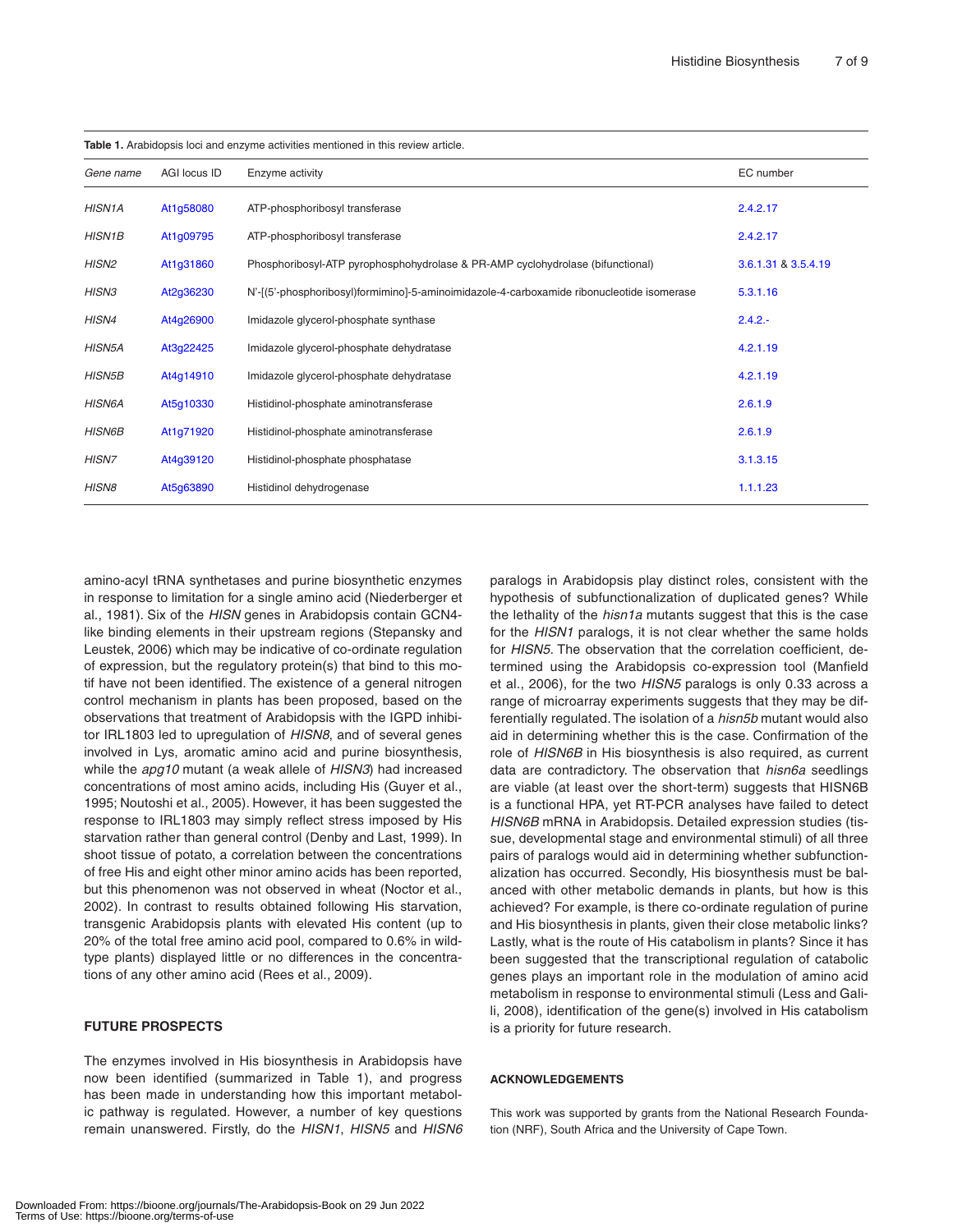**Table 1.** Arabidopsis loci and enzyme activities mentioned in this review article.

| *Gene name* | AGI locus ID | Enzyme activity | EC number |
|---|---|---|---|
| *HISN1A* | At1g58080 | ATP-phosphoribosyl transferase | 2.4.2.17 |
| *HISN1B* | At1g09795 | ATP-phosphoribosyl transferase | 2.4.2.17 |
| *HISN2* | At1g31860 | Phosphoribosyl-ATP pyrophosphohydrolase & PR-AMP cyclohydrolase (bifunctional) | 3.6.1.31 & 3.5.4.19 |
| *HISN3* | At2g36230 | N'-[(5'-phosphoribosyl)formimino]-5-aminoimidazole-4-carboxamide ribonucleotide isomerase | 5.3.1.16 |
| *HISN4* | At4g26900 | Imidazole glycerol-phosphate synthase | 2.4.2.- |
| *HISN5A* | At3g22425 | Imidazole glycerol-phosphate dehydratase | 4.2.1.19 |
| *HISN5B* | At4g14910 | Imidazole glycerol-phosphate dehydratase | 4.2.1.19 |
| *HISN6A* | At5g10330 | Histidinol-phosphate aminotransferase | 2.6.1.9 |
| *HISN6B* | At1g71920 | Histidinol-phosphate aminotransferase | 2.6.1.9 |
| *HISN7* | At4g39120 | Histidinol-phosphate phosphatase | 3.1.3.15 |
| *HISN8* | At5g63890 | Histidinol dehydrogenase | 1.1.1.23 |

amino-acyl tRNA synthetases and purine biosynthetic enzymes in response to limitation for a single amino acid (Niederberger et al., 1981). Six of the *HISN* genes in Arabidopsis contain GCN4-like binding elements in their upstream regions (Stepansky and Leustek, 2006) which may be indicative of co-ordinate regulation of expression, but the regulatory protein(s) that bind to this motif have not been identified. The existence of a general nitrogen control mechanism in plants has been proposed, based on the observations that treatment of Arabidopsis with the IGPD inhibitor IRL1803 led to upregulation of *HISN8*, and of several genes involved in Lys, aromatic amino acid and purine biosynthesis, while the *apg10* mutant (a weak allele of *HISN3*) had increased concentrations of most amino acids, including His (Guyer et al., 1995; Noutoshi et al., 2005). However, it has been suggested the response to IRL1803 may simply reflect stress imposed by His starvation rather than general control (Denby and Last, 1999). In shoot tissue of potato, a correlation between the concentrations of free His and eight other minor amino acids has been reported, but this phenomenon was not observed in wheat (Noctor et al., 2002). In contrast to results obtained following His starvation, transgenic Arabidopsis plants with elevated His content (up to 20% of the total free amino acid pool, compared to 0.6% in wild-type plants) displayed little or no differences in the concentrations of any other amino acid (Rees et al., 2009).

## FUTURE PROSPECTS

The enzymes involved in His biosynthesis in Arabidopsis have now been identified (summarized in Table 1), and progress has been made in understanding how this important metabolic pathway is regulated. However, a number of key questions remain unanswered. Firstly, do the *HISN1*, *HISN5* and *HISN6* paralogs in Arabidopsis play distinct roles, consistent with the hypothesis of subfunctionalization of duplicated genes? While the lethality of the *hisn1a* mutants suggest that this is the case for the *HISN1* paralogs, it is not clear whether the same holds for *HISN5*. The observation that the correlation coefficient, determined using the Arabidopsis co-expression tool (Manfield et al., 2006), for the two *HISN5* paralogs is only 0.33 across a range of microarray experiments suggests that they may be differentially regulated. The isolation of a *hisn5b* mutant would also aid in determining whether this is the case. Confirmation of the role of *HISN6B* in His biosynthesis is also required, as current data are contradictory. The observation that *hisn6a* seedlings are viable (at least over the short-term) suggests that HISN6B is a functional HPA, yet RT-PCR analyses have failed to detect *HISN6B* mRNA in Arabidopsis. Detailed expression studies (tissue, developmental stage and environmental stimuli) of all three pairs of paralogs would aid in determining whether subfunctionalization has occurred. Secondly, His biosynthesis must be balanced with other metabolic demands in plants, but how is this achieved? For example, is there co-ordinate regulation of purine and His biosynthesis in plants, given their close metabolic links? Lastly, what is the route of His catabolism in plants? Since it has been suggested that the transcriptional regulation of catabolic genes plays an important role in the modulation of amino acid metabolism in response to environmental stimuli (Less and Galili, 2008), identification of the gene(s) involved in His catabolism is a priority for future research.

## ACKNOWLEDGEMENTS

This work was supported by grants from the National Research Foundation (NRF), South Africa and the University of Cape Town.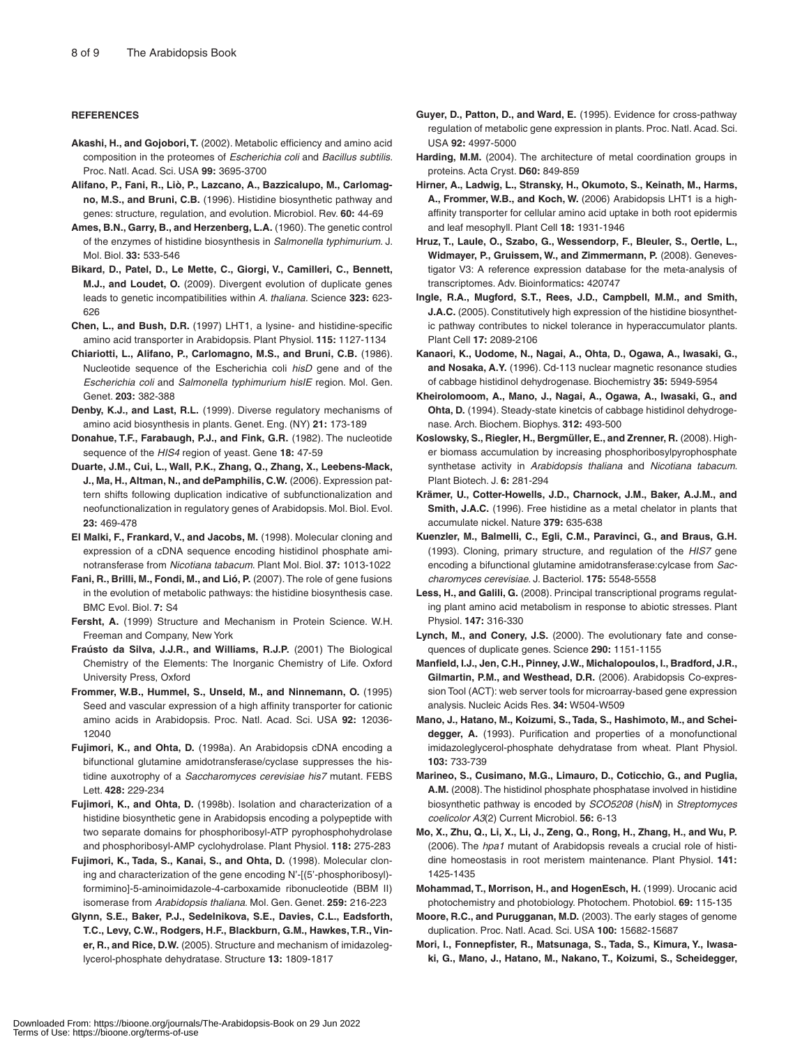## REFERENCES

**Akashi, H., and Gojobori, T.** (2002). Metabolic efficiency and amino acid composition in the proteomes of *Escherichia coli* and *Bacillus subtilis*. Proc. Natl. Acad. Sci. USA **99:** 3695-3700

**Alifano, P., Fani, R., Liò, P., Lazcano, A., Bazzicalupo, M., Carlomagno, M.S., and Bruni, C.B.** (1996). Histidine biosynthetic pathway and genes: structure, regulation, and evolution. Microbiol. Rev. **60:** 44-69

**Ames, B.N., Garry, B., and Herzenberg, L.A.** (1960). The genetic control of the enzymes of histidine biosynthesis in *Salmonella typhimurium*. J. Mol. Biol. **33:** 533-546

**Bikard, D., Patel, D., Le Mette, C., Giorgi, V., Camilleri, C., Bennett, M.J., and Loudet, O.** (2009). Divergent evolution of duplicate genes leads to genetic incompatibilities within *A. thaliana*. Science **323:** 623-626

**Chen, L., and Bush, D.R.** (1997) LHT1, a lysine- and histidine-specific amino acid transporter in Arabidopsis. Plant Physiol. **115:** 1127-1134

**Chiariotti, L., Alifano, P., Carlomagno, M.S., and Bruni, C.B.** (1986). Nucleotide sequence of the Escherichia coli *hisD* gene and of the *Escherichia coli* and *Salmonella typhimurium hisIE* region. Mol. Gen. Genet. **203:** 382-388

**Denby, K.J., and Last, R.L.** (1999). Diverse regulatory mechanisms of amino acid biosynthesis in plants. Genet. Eng. (NY) **21:** 173-189

**Donahue, T.F., Farabaugh, P.J., and Fink, G.R.** (1982). The nucleotide sequence of the *HIS4* region of yeast. Gene **18:** 47-59

**Duarte, J.M., Cui, L., Wall, P.K., Zhang, Q., Zhang, X., Leebens-Mack, J., Ma, H., Altman, N., and dePamphilis, C.W.** (2006). Expression pattern shifts following duplication indicative of subfunctionalization and neofunctionalization in regulatory genes of Arabidopsis. Mol. Biol. Evol. **23:** 469-478

**El Malki, F., Frankard, V., and Jacobs, M.** (1998). Molecular cloning and expression of a cDNA sequence encoding histidinol phosphate aminotransferase from *Nicotiana tabacum*. Plant Mol. Biol. **37:** 1013-1022

**Fani, R., Brilli, M., Fondi, M., and Lió, P.** (2007). The role of gene fusions in the evolution of metabolic pathways: the histidine biosynthesis case. BMC Evol. Biol. **7:** S4

**Fersht, A.** (1999) Structure and Mechanism in Protein Science. W.H. Freeman and Company, New York

**Fraústo da Silva, J.J.R., and Williams, R.J.P.** (2001) The Biological Chemistry of the Elements: The Inorganic Chemistry of Life. Oxford University Press, Oxford

**Frommer, W.B., Hummel, S., Unseld, M., and Ninnemann, O.** (1995) Seed and vascular expression of a high affinity transporter for cationic amino acids in Arabidopsis. Proc. Natl. Acad. Sci. USA **92:** 12036-12040

**Fujimori, K., and Ohta, D.** (1998a). An Arabidopsis cDNA encoding a bifunctional glutamine amidotransferase/cyclase suppresses the histidine auxotrophy of a *Saccharomyces cerevisiae his7* mutant. FEBS Lett. **428:** 229-234

**Fujimori, K., and Ohta, D.** (1998b). Isolation and characterization of a histidine biosynthetic gene in Arabidopsis encoding a polypeptide with two separate domains for phosphoribosyl-ATP pyrophosphohydrolase and phosphoribosyl-AMP cyclohydrolase. Plant Physiol. **118:** 275-283

**Fujimori, K., Tada, S., Kanai, S., and Ohta, D.** (1998). Molecular cloning and characterization of the gene encoding N'-[(5'-phosphoribosyl)-formimino]-5-aminoimidazole-4-carboxamide ribonucleotide (BBM II) isomerase from *Arabidopsis thaliana*. Mol. Gen. Genet. **259:** 216-223

**Glynn, S.E., Baker, P.J., Sedelnikova, S.E., Davies, C.L., Eadsforth, T.C., Levy, C.W., Rodgers, H.F., Blackburn, G.M., Hawkes, T.R., Viner, R., and Rice, D.W.** (2005). Structure and mechanism of imidazoleglycerol-phosphate dehydratase. Structure **13:** 1809-1817

**Guyer, D., Patton, D., and Ward, E.** (1995). Evidence for cross-pathway regulation of metabolic gene expression in plants. Proc. Natl. Acad. Sci. USA **92:** 4997-5000

**Harding, M.M.** (2004). The architecture of metal coordination groups in proteins. Acta Cryst. **D60:** 849-859

**Hirner, A., Ladwig, L., Stransky, H., Okumoto, S., Keinath, M., Harms, A., Frommer, W.B., and Koch, W.** (2006) Arabidopsis LHT1 is a high-affinity transporter for cellular amino acid uptake in both root epidermis and leaf mesophyll. Plant Cell **18:** 1931-1946

**Hruz, T., Laule, O., Szabo, G., Wessendorp, F., Bleuler, S., Oertle, L., Widmayer, P., Gruissem, W., and Zimmermann, P.** (2008). Genevestigator V3: A reference expression database for the meta-analysis of transcriptomes. Adv. Bioinformatics**:** 420747

**Ingle, R.A., Mugford, S.T., Rees, J.D., Campbell, M.M., and Smith, J.A.C.** (2005). Constitutively high expression of the histidine biosynthetic pathway contributes to nickel tolerance in hyperaccumulator plants. Plant Cell **17:** 2089-2106

**Kanaori, K., Uodome, N., Nagai, A., Ohta, D., Ogawa, A., Iwasaki, G., and Nosaka, A.Y.** (1996). Cd-113 nuclear magnetic resonance studies of cabbage histidinol dehydrogenase. Biochemistry **35:** 5949-5954

**Kheirolomoom, A., Mano, J., Nagai, A., Ogawa, A., Iwasaki, G., and Ohta, D.** (1994). Steady-state kinetcis of cabbage histidinol dehydrogenase. Arch. Biochem. Biophys. **312:** 493-500

**Koslowsky, S., Riegler, H., Bergmüller, E., and Zrenner, R.** (2008). Higher biomass accumulation by increasing phosphoribosylpyrophosphate synthetase activity in *Arabidopsis thaliana* and *Nicotiana tabacum*. Plant Biotech. J. **6:** 281-294

**Krämer, U., Cotter-Howells, J.D., Charnock, J.M., Baker, A.J.M., and Smith, J.A.C.** (1996). Free histidine as a metal chelator in plants that accumulate nickel. Nature **379:** 635-638

**Kuenzler, M., Balmelli, C., Egli, C.M., Paravinci, G., and Braus, G.H.** (1993). Cloning, primary structure, and regulation of the *HIS7* gene encoding a bifunctional glutamine amidotransferase:cylcase from *Saccharomyces cerevisiae*. J. Bacteriol. **175:** 5548-5558

**Less, H., and Galili, G.** (2008). Principal transcriptional programs regulating plant amino acid metabolism in response to abiotic stresses. Plant Physiol. **147:** 316-330

**Lynch, M., and Conery, J.S.** (2000). The evolutionary fate and consequences of duplicate genes. Science **290:** 1151-1155

**Manfield, I.J., Jen, C.H., Pinney, J.W., Michalopoulos, I., Bradford, J.R., Gilmartin, P.M., and Westhead, D.R.** (2006). Arabidopsis Co-expression Tool (ACT): web server tools for microarray-based gene expression analysis. Nucleic Acids Res. **34:** W504-W509

**Mano, J., Hatano, M., Koizumi, S., Tada, S., Hashimoto, M., and Scheidegger, A.** (1993). Purification and properties of a monofunctional imidazoleglycerol-phosphate dehydratase from wheat. Plant Physiol. **103:** 733-739

**Marineo, S., Cusimano, M.G., Limauro, D., Coticchio, G., and Puglia, A.M.** (2008). The histidinol phosphate phosphatase involved in histidine biosynthetic pathway is encoded by *SCO5208* (*hisN*) in *Streptomyces coelicolor A3*(2) Current Microbiol. **56:** 6-13

**Mo, X., Zhu, Q., Li, X., Li, J., Zeng, Q., Rong, H., Zhang, H., and Wu, P.** (2006). The *hpa1* mutant of Arabidopsis reveals a crucial role of histidine homeostasis in root meristem maintenance. Plant Physiol. **141:** 1425-1435

**Mohammad, T., Morrison, H., and HogenEsch, H.** (1999). Urocanic acid photochemistry and photobiology. Photochem. Photobiol. **69:** 115-135

**Moore, R.C., and Purugganan, M.D.** (2003). The early stages of genome duplication. Proc. Natl. Acad. Sci. USA **100:** 15682-15687

**Mori, I., Fonnepfister, R., Matsunaga, S., Tada, S., Kimura, Y., Iwasaki, G., Mano, J., Hatano, M., Nakano, T., Koizumi, S., Scheidegger,**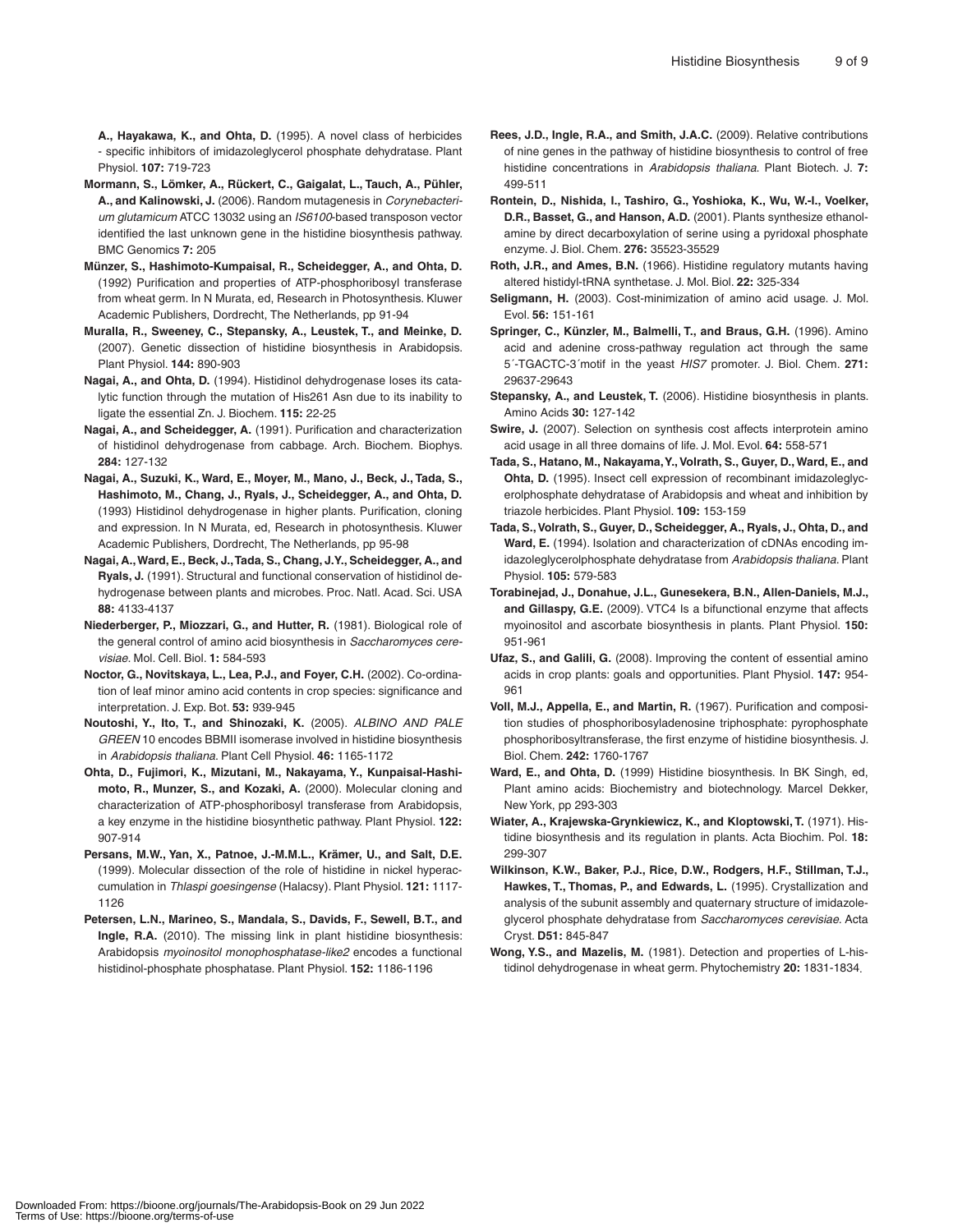**A., Hayakawa, K., and Ohta, D.** (1995). A novel class of herbicides - specific inhibitors of imidazoleglycerol phosphate dehydratase. Plant Physiol. **107:** 719-723

**Mormann, S., Lömker, A., Rückert, C., Gaigalat, L., Tauch, A., Pühler, A., and Kalinowski, J.** (2006). Random mutagenesis in *Corynebacterium glutamicum* ATCC 13032 using an *IS6100*-based transposon vector identified the last unknown gene in the histidine biosynthesis pathway. BMC Genomics **7:** 205

**Münzer, S., Hashimoto-Kumpaisal, R., Scheidegger, A., and Ohta, D.** (1992) Purification and properties of ATP-phosphoribosyl transferase from wheat germ. In N Murata, ed, Research in Photosynthesis. Kluwer Academic Publishers, Dordrecht, The Netherlands, pp 91-94

**Muralla, R., Sweeney, C., Stepansky, A., Leustek, T., and Meinke, D.** (2007). Genetic dissection of histidine biosynthesis in Arabidopsis. Plant Physiol. **144:** 890-903

**Nagai, A., and Ohta, D.** (1994). Histidinol dehydrogenase loses its catalytic function through the mutation of His261 Asn due to its inability to ligate the essential Zn. J. Biochem. **115:** 22-25

**Nagai, A., and Scheidegger, A.** (1991). Purification and characterization of histidinol dehydrogenase from cabbage. Arch. Biochem. Biophys. **284:** 127-132

**Nagai, A., Suzuki, K., Ward, E., Moyer, M., Mano, J., Beck, J., Tada, S., Hashimoto, M., Chang, J., Ryals, J., Scheidegger, A., and Ohta, D.** (1993) Histidinol dehydrogenase in higher plants. Purification, cloning and expression. In N Murata, ed, Research in photosynthesis. Kluwer Academic Publishers, Dordrecht, The Netherlands, pp 95-98

**Nagai, A., Ward, E., Beck, J., Tada, S., Chang, J.Y., Scheidegger, A., and Ryals, J.** (1991). Structural and functional conservation of histidinol dehydrogenase between plants and microbes. Proc. Natl. Acad. Sci. USA **88:** 4133-4137

**Niederberger, P., Miozzari, G., and Hutter, R.** (1981). Biological role of the general control of amino acid biosynthesis in *Saccharomyces cerevisiae*. Mol. Cell. Biol. **1:** 584-593

**Noctor, G., Novitskaya, L., Lea, P.J., and Foyer, C.H.** (2002). Co-ordination of leaf minor amino acid contents in crop species: significance and interpretation. J. Exp. Bot. **53:** 939-945

**Noutoshi, Y., Ito, T., and Shinozaki, K.** (2005). *ALBINO AND PALE GREEN* 10 encodes BBMII isomerase involved in histidine biosynthesis in *Arabidopsis thaliana*. Plant Cell Physiol. **46:** 1165-1172

**Ohta, D., Fujimori, K., Mizutani, M., Nakayama, Y., Kunpaisal-Hashimoto, R., Munzer, S., and Kozaki, A.** (2000). Molecular cloning and characterization of ATP-phosphoribosyl transferase from Arabidopsis, a key enzyme in the histidine biosynthetic pathway. Plant Physiol. **122:** 907-914

**Persans, M.W., Yan, X., Patnoe, J.-M.M.L., Krämer, U., and Salt, D.E.** (1999). Molecular dissection of the role of histidine in nickel hyperaccumulation in *Thlaspi goesingense* (Halacsy). Plant Physiol. **121:** 1117-1126

**Petersen, L.N., Marineo, S., Mandala, S., Davids, F., Sewell, B.T., and Ingle, R.A.** (2010). The missing link in plant histidine biosynthesis: Arabidopsis *myoinositol monophosphatase-like2* encodes a functional histidinol-phosphate phosphatase. Plant Physiol. **152:** 1186-1196

**Rees, J.D., Ingle, R.A., and Smith, J.A.C.** (2009). Relative contributions of nine genes in the pathway of histidine biosynthesis to control of free histidine concentrations in *Arabidopsis thaliana*. Plant Biotech. J. **7:** 499-511

**Rontein, D., Nishida, I., Tashiro, G., Yoshioka, K., Wu, W.-I., Voelker, D.R., Basset, G., and Hanson, A.D.** (2001). Plants synthesize ethanolamine by direct decarboxylation of serine using a pyridoxal phosphate enzyme. J. Biol. Chem. **276:** 35523-35529

**Roth, J.R., and Ames, B.N.** (1966). Histidine regulatory mutants having altered histidyl-tRNA synthetase. J. Mol. Biol. **22:** 325-334

**Seligmann, H.** (2003). Cost-minimization of amino acid usage. J. Mol. Evol. **56:** 151-161

**Springer, C., Künzler, M., Balmelli, T., and Braus, G.H.** (1996). Amino acid and adenine cross-pathway regulation act through the same 5´-TGACTC-3´motif in the yeast *HIS7* promoter. J. Biol. Chem. **271:** 29637-29643

**Stepansky, A., and Leustek, T.** (2006). Histidine biosynthesis in plants. Amino Acids **30:** 127-142

**Swire, J.** (2007). Selection on synthesis cost affects interprotein amino acid usage in all three domains of life. J. Mol. Evol. **64:** 558-571

**Tada, S., Hatano, M., Nakayama, Y., Volrath, S., Guyer, D., Ward, E., and Ohta, D.** (1995). Insect cell expression of recombinant imidazoleglycerolphosphate dehydratase of Arabidopsis and wheat and inhibition by triazole herbicides. Plant Physiol. **109:** 153-159

**Tada, S., Volrath, S., Guyer, D., Scheidegger, A., Ryals, J., Ohta, D., and Ward, E.** (1994). Isolation and characterization of cDNAs encoding imidazoleglycerolphosphate dehydratase from *Arabidopsis thaliana*. Plant Physiol. **105:** 579-583

**Torabinejad, J., Donahue, J.L., Gunesekera, B.N., Allen-Daniels, M.J., and Gillaspy, G.E.** (2009). VTC4 Is a bifunctional enzyme that affects myoinositol and ascorbate biosynthesis in plants. Plant Physiol. **150:** 951-961

**Ufaz, S., and Galili, G.** (2008). Improving the content of essential amino acids in crop plants: goals and opportunities. Plant Physiol. **147:** 954-961

**Voll, M.J., Appella, E., and Martin, R.** (1967). Purification and composition studies of phosphoribosyladenosine triphosphate: pyrophosphate phosphoribosyltransferase, the first enzyme of histidine biosynthesis. J. Biol. Chem. **242:** 1760-1767

**Ward, E., and Ohta, D.** (1999) Histidine biosynthesis. In BK Singh, ed, Plant amino acids: Biochemistry and biotechnology. Marcel Dekker, New York, pp 293-303

**Wiater, A., Krajewska-Grynkiewicz, K., and Kloptowski, T.** (1971). Histidine biosynthesis and its regulation in plants. Acta Biochim. Pol. **18:** 299-307

**Wilkinson, K.W., Baker, P.J., Rice, D.W., Rodgers, H.F., Stillman, T.J., Hawkes, T., Thomas, P., and Edwards, L.** (1995). Crystallization and analysis of the subunit assembly and quaternary structure of imidazoleglycerol phosphate dehydratase from *Saccharomyces cerevisiae*. Acta Cryst. **D51:** 845-847

**Wong, Y.S., and Mazelis, M.** (1981). Detection and properties of L-histidinol dehydrogenase in wheat germ. Phytochemistry **20:** 1831-1834.

Downloaded From: https://bioone.org/journals/The-Arabidopsis-Book on 29 Jun 2022
Terms of Use: https://bioone.org/terms-of-use